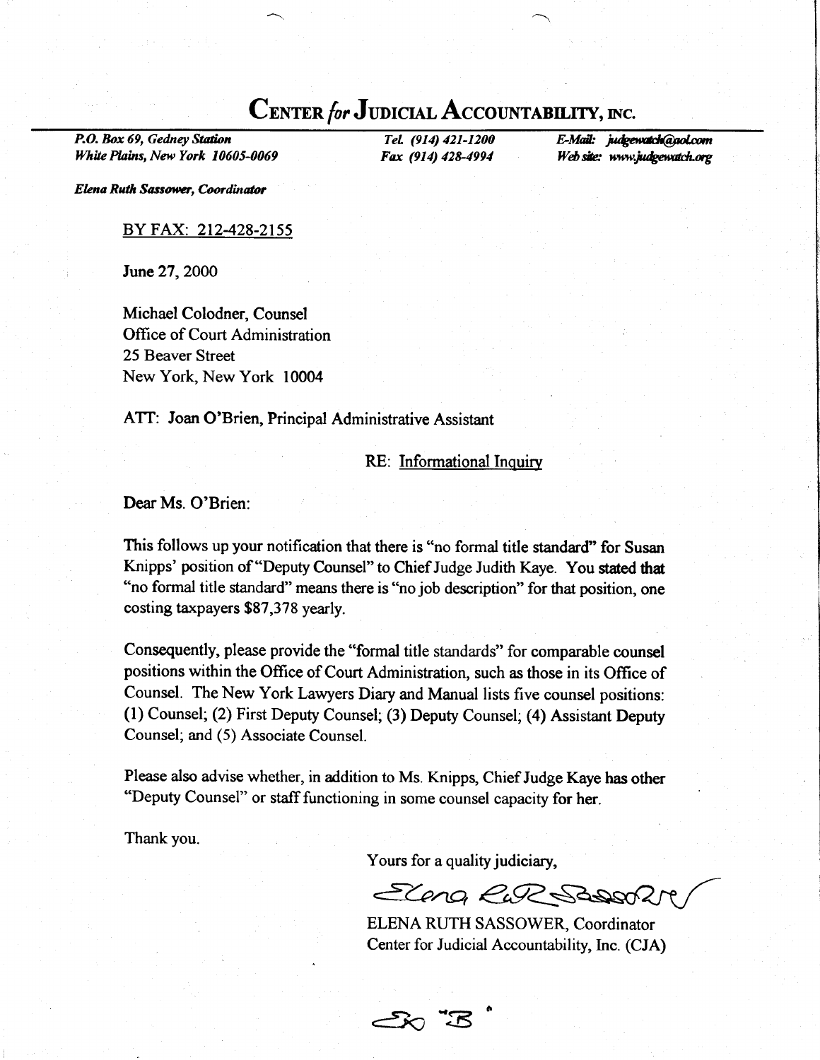# CENTER *for* JUDICIAL ACCOUNTABILITY, INC.

*P.O. Box 69, Gedney Station*
*White Plains, New York 10605-0069*

***Tel. (914) 421-1200***
***Fax (914) 428-4994***

***E-Mail: judgewatch@aol.com***
***Web site: www.judgewatch.org***

***Elena Ruth Sassower, Coordinator***

BY FAX: 212-428-2155

June 27, 2000

Michael Colodner, Counsel
Office of Court Administration
25 Beaver Street
New York, New York 10004

ATT: Joan O'Brien, Principal Administrative Assistant

RE: Informational Inquiry

Dear Ms. O'Brien:

This follows up your notification that there is "no formal title standard" for Susan Knipps' position of "Deputy Counsel" to Chief Judge Judith Kaye. You stated that "no formal title standard" means there is "no job description" for that position, one costing taxpayers $87,378 yearly.

Consequently, please provide the "formal title standards" for comparable counsel positions within the Office of Court Administration, such as those in its Office of Counsel. The New York Lawyers Diary and Manual lists five counsel positions: (1) Counsel; (2) First Deputy Counsel; (3) Deputy Counsel; (4) Assistant Deputy Counsel; and (5) Associate Counsel.

Please also advise whether, in addition to Ms. Knipps, Chief Judge Kaye has other "Deputy Counsel" or staff functioning in some counsel capacity for her.

Thank you.

Yours for a quality judiciary,

*Elena RuthSassower*

ELENA RUTH SASSOWER, Coordinator
Center for Judicial Accountability, Inc. (CJA)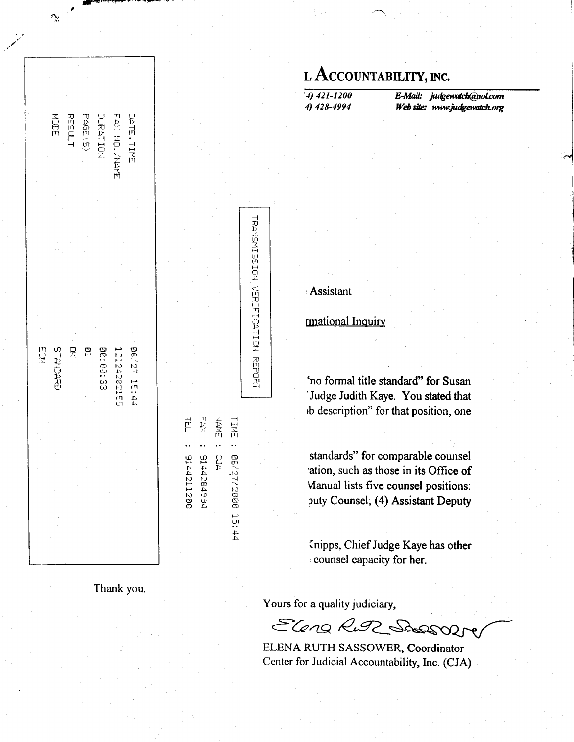# L ACCOUNTABILITY, INC.

'4) 421-1200 — *E-Mail: judgewatch@aol.com*
4) 428-4994 — *Web site: www.judgewatch.org*

TRANSMISSION VERIFICATION REPORT

TIME : 06/27/2000 15:44
NAME : CJA
FAX : 9144284994
TEL : 9144211200

| | |
|---|---|
| DATE,TIME | 06/27 15:44 |
| FAX NO./NAME | 12124282155 |
| DURATION | 00:00:33 |
| PAGE(S) | 01 |
| RESULT | OK |
| MODE | STANDARD ECM |

Assistant

rmational Inquiry

'no formal title standard" for Susan
'Judge Judith Kaye. You stated that
b description" for that position, one

standards" for comparable counsel
ation, such as those in its Office of
Manual lists five counsel positions:
puty Counsel; (4) Assistant Deputy

Knipps, Chief Judge Kaye has other
counsel capacity for her.

Thank you.

Yours for a quality judiciary,

*Elena Ruth Sassower*

ELENA RUTH SASSOWER, Coordinator
Center for Judicial Accountability, Inc. (CJA)